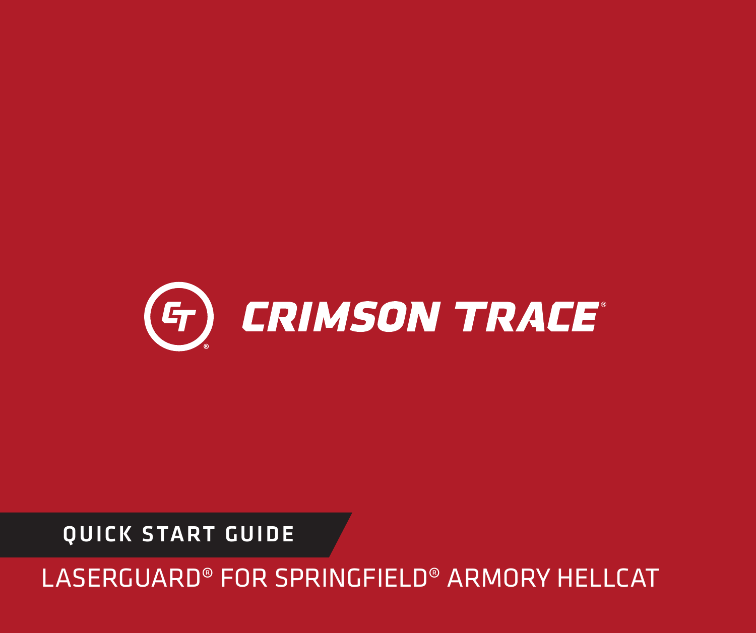CRIMSON TRACE®

# QUICK START GUIDE

LASERGUARD® FOR SPRINGFIELD® ARMORY HELLCAT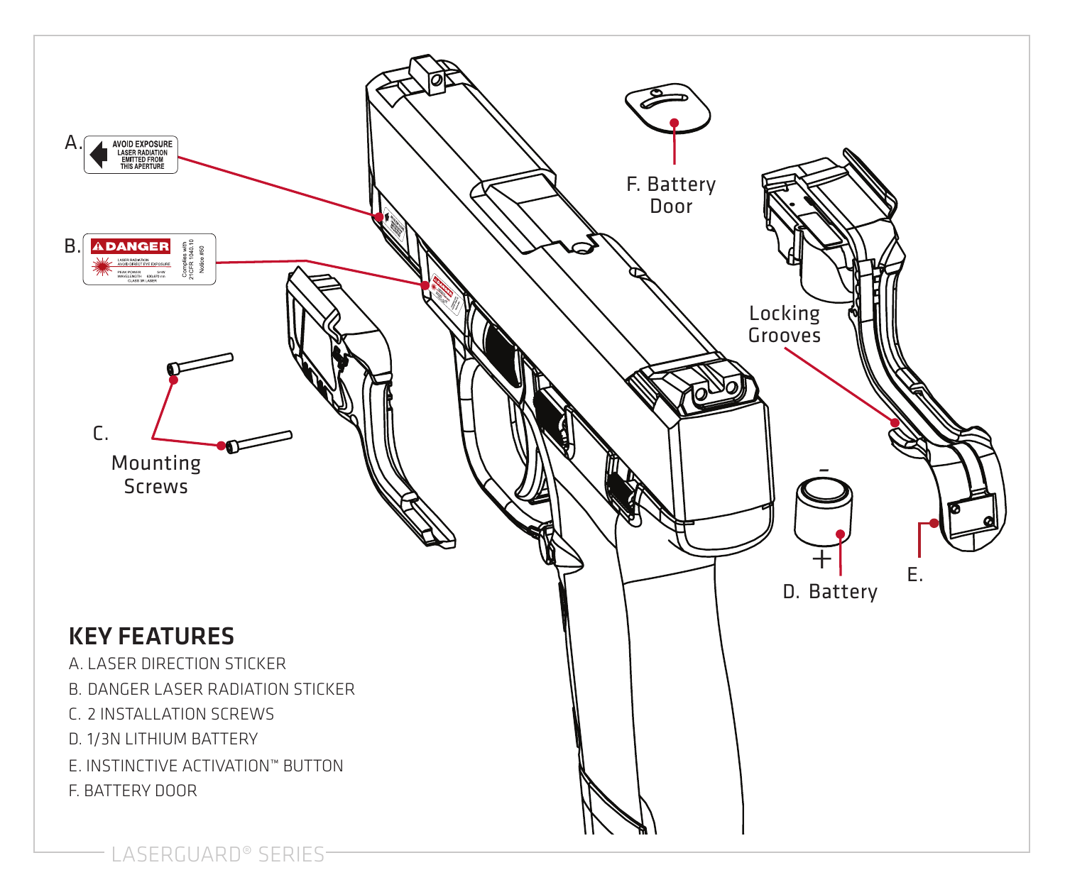A. AVOID EXPOSURE LASER RADIATION EMITTED FROM THIS APERTURE

B. DANGER

C. Mounting Screws

F. Battery Door

Locking Grooves

D. Battery

E.

## KEY FEATURES

A. LASER DIRECTION STICKER

B. DANGER LASER RADIATION STICKER

C. 2 INSTALLATION SCREWS

D. 1/3N LITHIUM BATTERY

E. INSTINCTIVE ACTIVATION™ BUTTON

F. BATTERY DOOR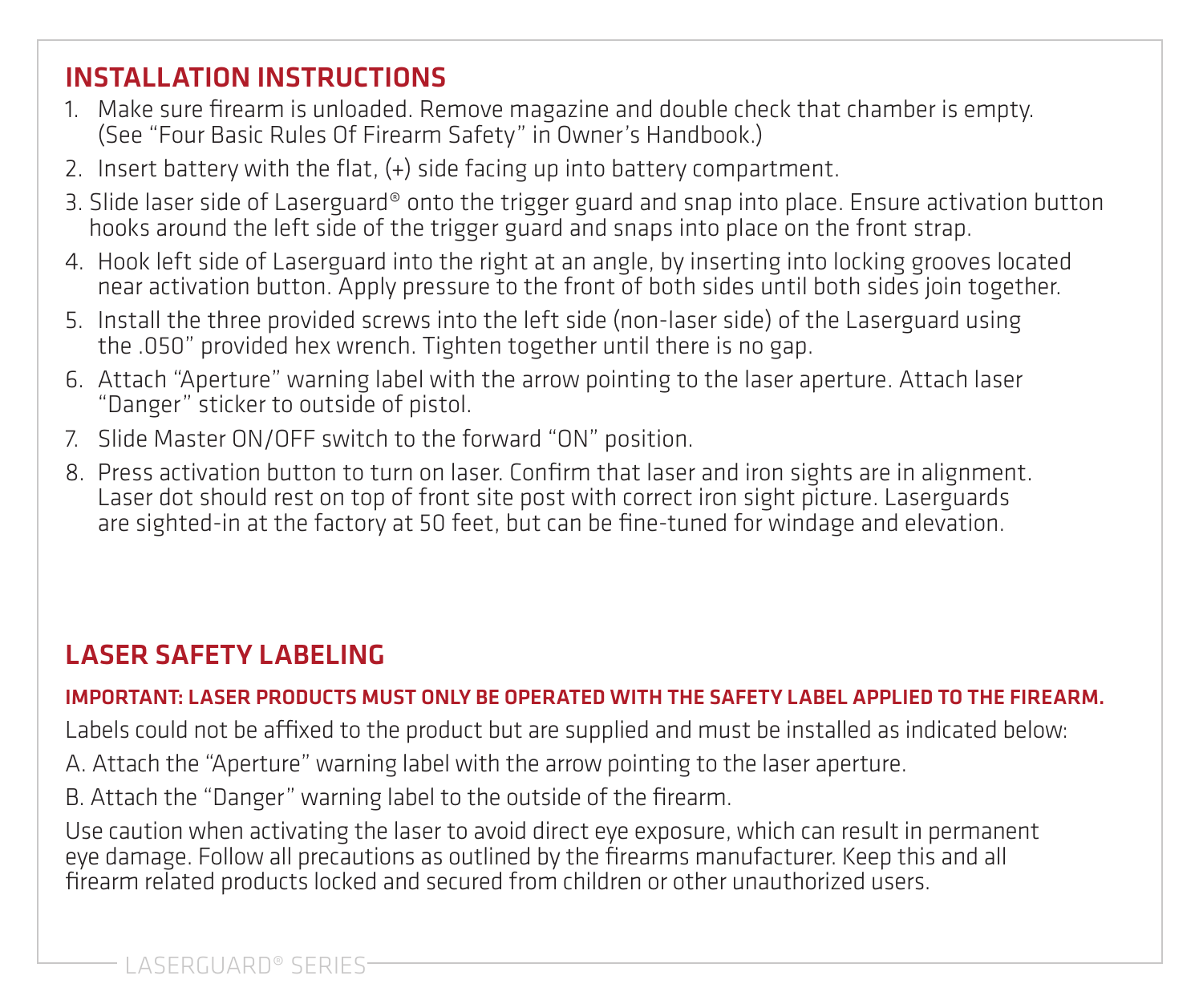## INSTALLATION INSTRUCTIONS

1. Make sure firearm is unloaded. Remove magazine and double check that chamber is empty. (See "Four Basic Rules Of Firearm Safety" in Owner's Handbook.)
2. Insert battery with the flat, (+) side facing up into battery compartment.
3. Slide laser side of Laserguard® onto the trigger guard and snap into place. Ensure activation button hooks around the left side of the trigger guard and snaps into place on the front strap.
4. Hook left side of Laserguard into the right at an angle, by inserting into locking grooves located near activation button. Apply pressure to the front of both sides until both sides join together.
5. Install the three provided screws into the left side (non-laser side) of the Laserguard using the .050" provided hex wrench. Tighten together until there is no gap.
6. Attach "Aperture" warning label with the arrow pointing to the laser aperture. Attach laser "Danger" sticker to outside of pistol.
7. Slide Master ON/OFF switch to the forward "ON" position.
8. Press activation button to turn on laser. Confirm that laser and iron sights are in alignment. Laser dot should rest on top of front site post with correct iron sight picture. Laserguards are sighted-in at the factory at 50 feet, but can be fine-tuned for windage and elevation.

## LASER SAFETY LABELING

**IMPORTANT: LASER PRODUCTS MUST ONLY BE OPERATED WITH THE SAFETY LABEL APPLIED TO THE FIREARM.**

Labels could not be affixed to the product but are supplied and must be installed as indicated below:

A. Attach the "Aperture" warning label with the arrow pointing to the laser aperture.

B. Attach the "Danger" warning label to the outside of the firearm.

Use caution when activating the laser to avoid direct eye exposure, which can result in permanent eye damage. Follow all precautions as outlined by the firearms manufacturer. Keep this and all firearm related products locked and secured from children or other unauthorized users.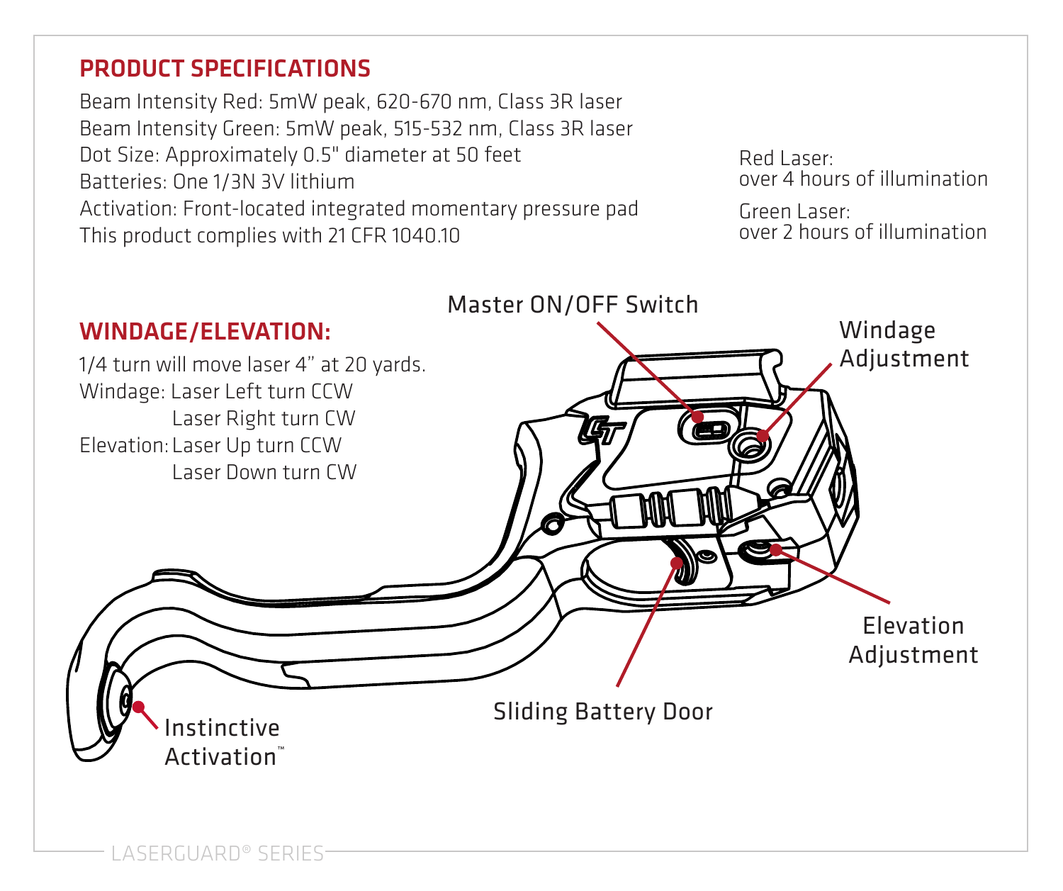## PRODUCT SPECIFICATIONS

Beam Intensity Red: 5mW peak, 620-670 nm, Class 3R laser
Beam Intensity Green: 5mW peak, 515-532 nm, Class 3R laser
Dot Size: Approximately 0.5" diameter at 50 feet
Batteries: One 1/3N 3V lithium
Activation: Front-located integrated momentary pressure pad
This product complies with 21 CFR 1040.10

Red Laser:
over 4 hours of illumination

Green Laser:
over 2 hours of illumination

## WINDAGE/ELEVATION:

1/4 turn will move laser 4" at 20 yards.
Windage: Laser Left turn CCW
Laser Right turn CW
Elevation: Laser Up turn CCW
Laser Down turn CW

Master ON/OFF Switch

Windage Adjustment

Elevation Adjustment

Sliding Battery Door

Instinctive Activation™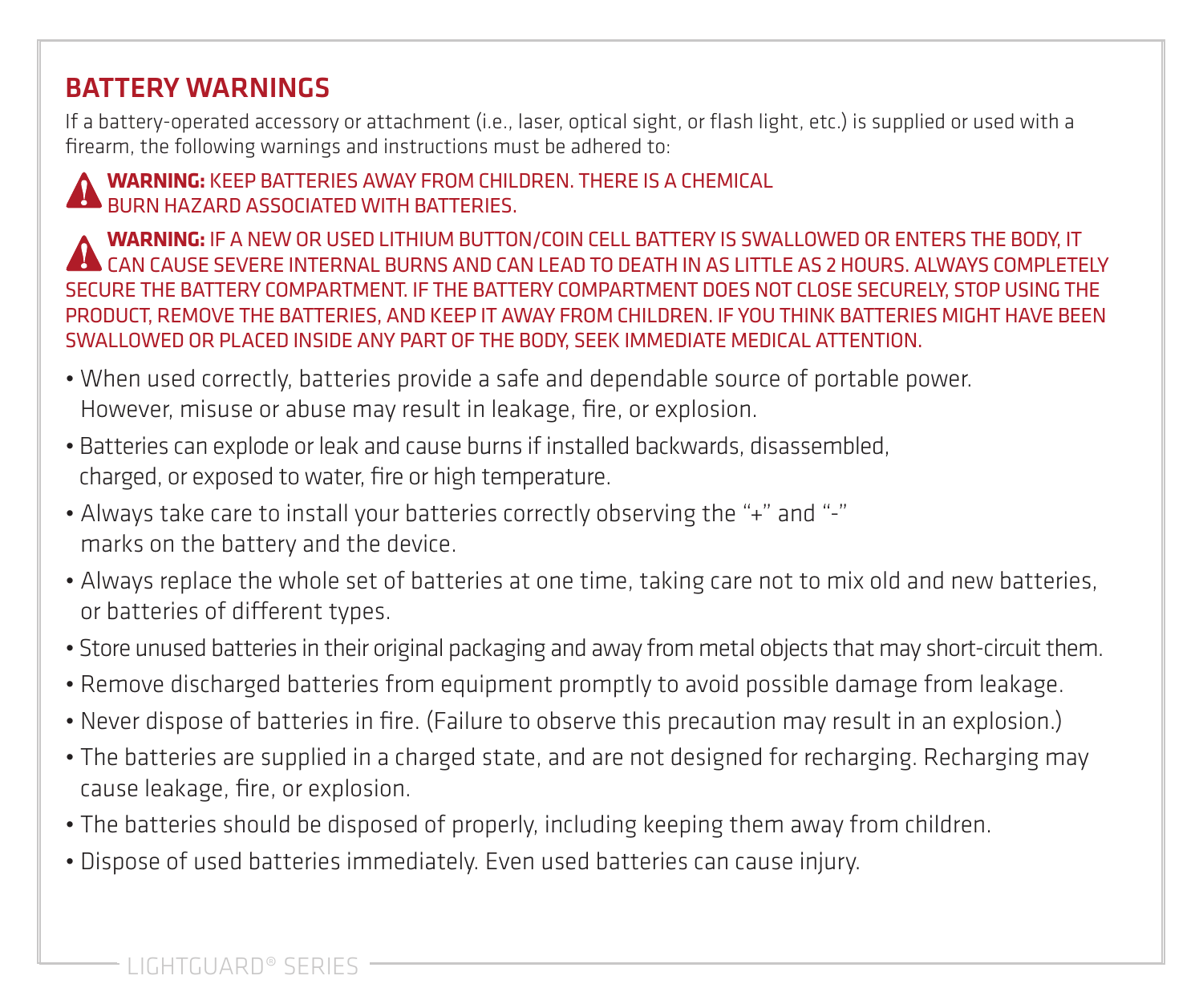## BATTERY WARNINGS

If a battery-operated accessory or attachment (i.e., laser, optical sight, or flash light, etc.) is supplied or used with a firearm, the following warnings and instructions must be adhered to:

⚠ **WARNING:** KEEP BATTERIES AWAY FROM CHILDREN. THERE IS A CHEMICAL BURN HAZARD ASSOCIATED WITH BATTERIES.

⚠ **WARNING:** IF A NEW OR USED LITHIUM BUTTON/COIN CELL BATTERY IS SWALLOWED OR ENTERS THE BODY, IT CAN CAUSE SEVERE INTERNAL BURNS AND CAN LEAD TO DEATH IN AS LITTLE AS 2 HOURS. ALWAYS COMPLETELY SECURE THE BATTERY COMPARTMENT. IF THE BATTERY COMPARTMENT DOES NOT CLOSE SECURELY, STOP USING THE PRODUCT, REMOVE THE BATTERIES, AND KEEP IT AWAY FROM CHILDREN. IF YOU THINK BATTERIES MIGHT HAVE BEEN SWALLOWED OR PLACED INSIDE ANY PART OF THE BODY, SEEK IMMEDIATE MEDICAL ATTENTION.

- When used correctly, batteries provide a safe and dependable source of portable power. However, misuse or abuse may result in leakage, fire, or explosion.
- Batteries can explode or leak and cause burns if installed backwards, disassembled, charged, or exposed to water, fire or high temperature.
- Always take care to install your batteries correctly observing the "+" and "-" marks on the battery and the device.
- Always replace the whole set of batteries at one time, taking care not to mix old and new batteries, or batteries of different types.
- Store unused batteries in their original packaging and away from metal objects that may short-circuit them.
- Remove discharged batteries from equipment promptly to avoid possible damage from leakage.
- Never dispose of batteries in fire. (Failure to observe this precaution may result in an explosion.)
- The batteries are supplied in a charged state, and are not designed for recharging. Recharging may cause leakage, fire, or explosion.
- The batteries should be disposed of properly, including keeping them away from children.
- Dispose of used batteries immediately. Even used batteries can cause injury.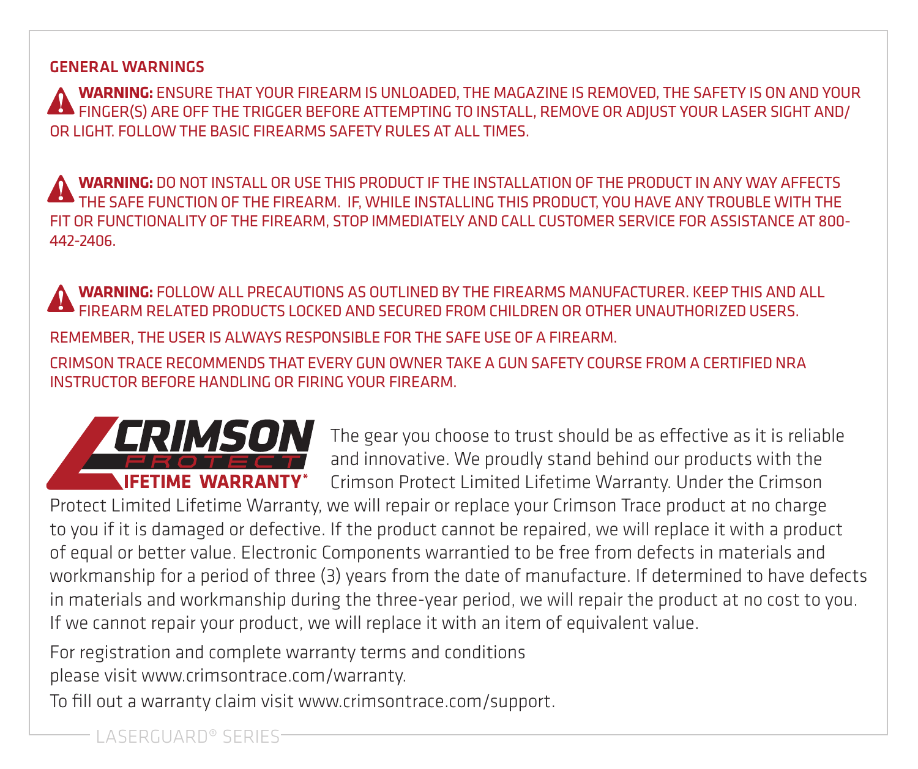## GENERAL WARNINGS

**WARNING:** ENSURE THAT YOUR FIREARM IS UNLOADED, THE MAGAZINE IS REMOVED, THE SAFETY IS ON AND YOUR FINGER(S) ARE OFF THE TRIGGER BEFORE ATTEMPTING TO INSTALL, REMOVE OR ADJUST YOUR LASER SIGHT AND/ OR LIGHT. FOLLOW THE BASIC FIREARMS SAFETY RULES AT ALL TIMES.

**WARNING:** DO NOT INSTALL OR USE THIS PRODUCT IF THE INSTALLATION OF THE PRODUCT IN ANY WAY AFFECTS THE SAFE FUNCTION OF THE FIREARM. IF, WHILE INSTALLING THIS PRODUCT, YOU HAVE ANY TROUBLE WITH THE FIT OR FUNCTIONALITY OF THE FIREARM, STOP IMMEDIATELY AND CALL CUSTOMER SERVICE FOR ASSISTANCE AT 800-442-2406.

**WARNING:** FOLLOW ALL PRECAUTIONS AS OUTLINED BY THE FIREARMS MANUFACTURER. KEEP THIS AND ALL FIREARM RELATED PRODUCTS LOCKED AND SECURED FROM CHILDREN OR OTHER UNAUTHORIZED USERS.

REMEMBER, THE USER IS ALWAYS RESPONSIBLE FOR THE SAFE USE OF A FIREARM.

CRIMSON TRACE RECOMMENDS THAT EVERY GUN OWNER TAKE A GUN SAFETY COURSE FROM A CERTIFIED NRA INSTRUCTOR BEFORE HANDLING OR FIRING YOUR FIREARM.

**CRIMSON PROTECT LIFETIME WARRANTY***

The gear you choose to trust should be as effective as it is reliable and innovative. We proudly stand behind our products with the Crimson Protect Limited Lifetime Warranty. Under the Crimson Protect Limited Lifetime Warranty, we will repair or replace your Crimson Trace product at no charge to you if it is damaged or defective. If the product cannot be repaired, we will replace it with a product of equal or better value. Electronic Components warrantied to be free from defects in materials and workmanship for a period of three (3) years from the date of manufacture. If determined to have defects in materials and workmanship during the three-year period, we will repair the product at no cost to you. If we cannot repair your product, we will replace it with an item of equivalent value.

For registration and complete warranty terms and conditions please visit www.crimsontrace.com/warranty.

To fill out a warranty claim visit www.crimsontrace.com/support.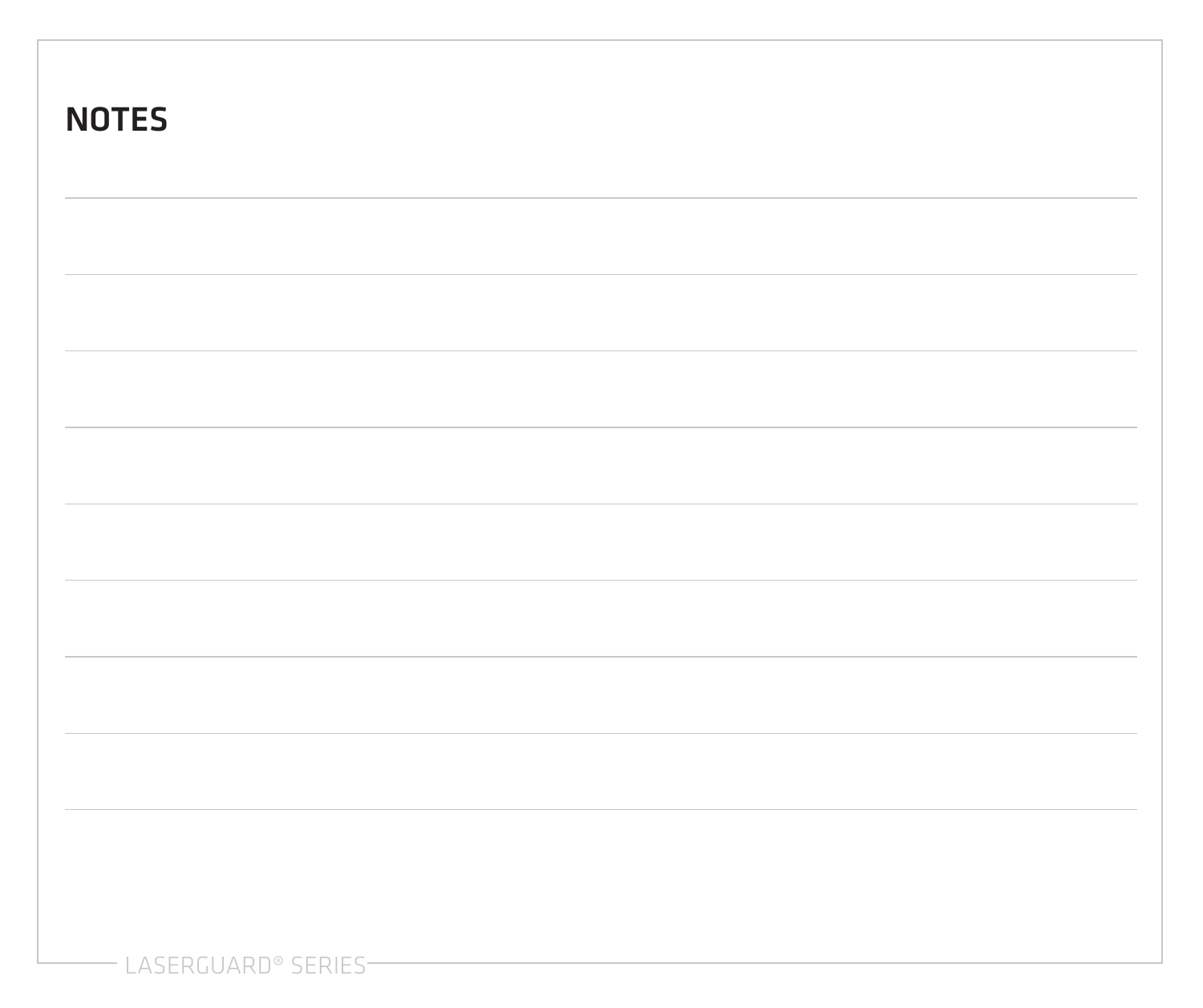## NOTES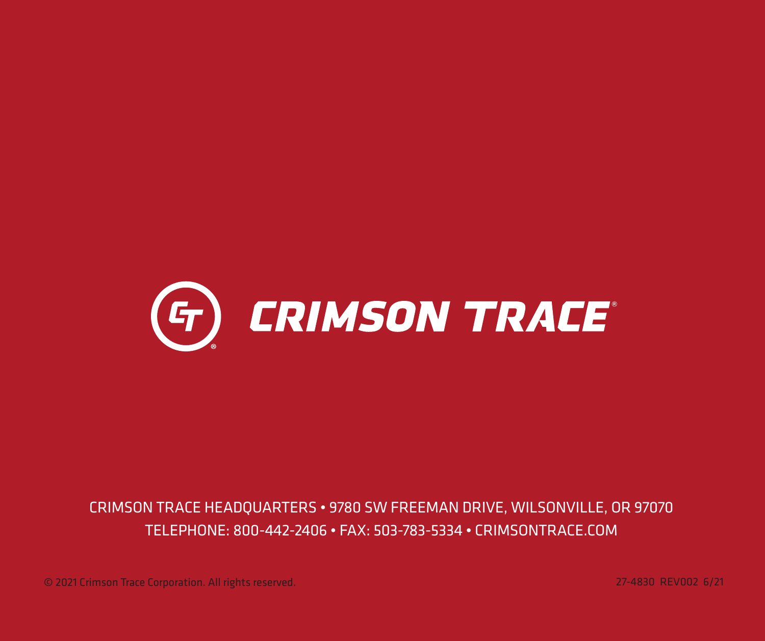# CRIMSON TRACE®

CRIMSON TRACE HEADQUARTERS • 9780 SW FREEMAN DRIVE, WILSONVILLE, OR 97070

TELEPHONE: 800-442-2406 • FAX: 503-783-5334 • CRIMSONTRACE.COM

© 2021 Crimson Trace Corporation. All rights reserved.

27-4830 REV002 6/21